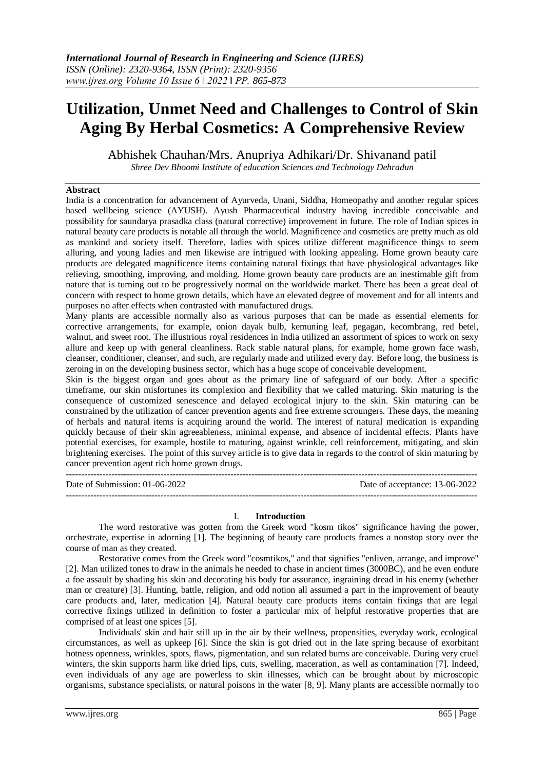# Utilization, Unmet Need and Challenges to Control of Skin Aging By Herbal Cosmetics: A Comprehensive Review

Abhishek Chauhan/Mrs. Anupriya Adhikari/Dr. Shivanand patil

*Shree Dev Bhoomi Institute of education Sciences and Technology Dehradun*

## Abstract

India is a concentration for advancement of Ayurveda, Unani, Siddha, Homeopathy and another regular spices based wellbeing science (AYUSH). Ayush Pharmaceutical industry having incredible conceivable and possibility for saundarya prasadka class (natural corrective) improvement in future. The role of Indian spices in natural beauty care products is notable all through the world. Magnificence and cosmetics are pretty much as old as mankind and society itself. Therefore, ladies with spices utilize different magnificence things to seem alluring, and young ladies and men likewise are intrigued with looking appealing. Home grown beauty care products are delegated magnificence items containing natural fixings that have physiological advantages like relieving, smoothing, improving, and molding. Home grown beauty care products are an inestimable gift from nature that is turning out to be progressively normal on the worldwide market. There has been a great deal of concern with respect to home grown details, which have an elevated degree of movement and for all intents and purposes no after effects when contrasted with manufactured drugs.

Many plants are accessible normally also as various purposes that can be made as essential elements for corrective arrangements, for example, onion dayak bulb, kemuning leaf, pegagan, kecombrang, red betel, walnut, and sweet root. The illustrious royal residences in India utilized an assortment of spices to work on sexy allure and keep up with general cleanliness. Rack stable natural plans, for example, home grown face wash, cleanser, conditioner, cleanser, and such, are regularly made and utilized every day. Before long, the business is zeroing in on the developing business sector, which has a huge scope of conceivable development.

Skin is the biggest organ and goes about as the primary line of safeguard of our body. After a specific timeframe, our skin misfortunes its complexion and flexibility that we called maturing. Skin maturing is the consequence of customized senescence and delayed ecological injury to the skin. Skin maturing can be constrained by the utilization of cancer prevention agents and free extreme scroungers. These days, the meaning of herbals and natural items is acquiring around the world. The interest of natural medication is expanding quickly because of their skin agreeableness, minimal expense, and absence of incidental effects. Plants have potential exercises, for example, hostile to maturing, against wrinkle, cell reinforcement, mitigating, and skin brightening exercises. The point of this survey article is to give data in regards to the control of skin maturing by cancer prevention agent rich home grown drugs.

---

Date of Submission: 01-06-2022 | Date of acceptance: 13-06-2022

---

## I. Introduction

The word restorative was gotten from the Greek word "kosm tikos" significance having the power, orchestrate, expertise in adorning [1]. The beginning of beauty care products frames a nonstop story over the course of man as they created.

Restorative comes from the Greek word "cosmtikos," and that signifies "enliven, arrange, and improve" [2]. Man utilized tones to draw in the animals he needed to chase in ancient times (3000BC), and he even endure a foe assault by shading his skin and decorating his body for assurance, ingraining dread in his enemy (whether man or creature) [3]. Hunting, battle, religion, and odd notion all assumed a part in the improvement of beauty care products and, later, medication [4]. Natural beauty care products items contain fixings that are legal corrective fixings utilized in definition to foster a particular mix of helpful restorative properties that are comprised of at least one spices [5].

Individuals' skin and hair still up in the air by their wellness, propensities, everyday work, ecological circumstances, as well as upkeep [6]. Since the skin is got dried out in the late spring because of exorbitant hotness openness, wrinkles, spots, flaws, pigmentation, and sun related burns are conceivable. During very cruel winters, the skin supports harm like dried lips, cuts, swelling, maceration, as well as contamination [7]. Indeed, even individuals of any age are powerless to skin illnesses, which can be brought about by microscopic organisms, substance specialists, or natural poisons in the water [8, 9]. Many plants are accessible normally too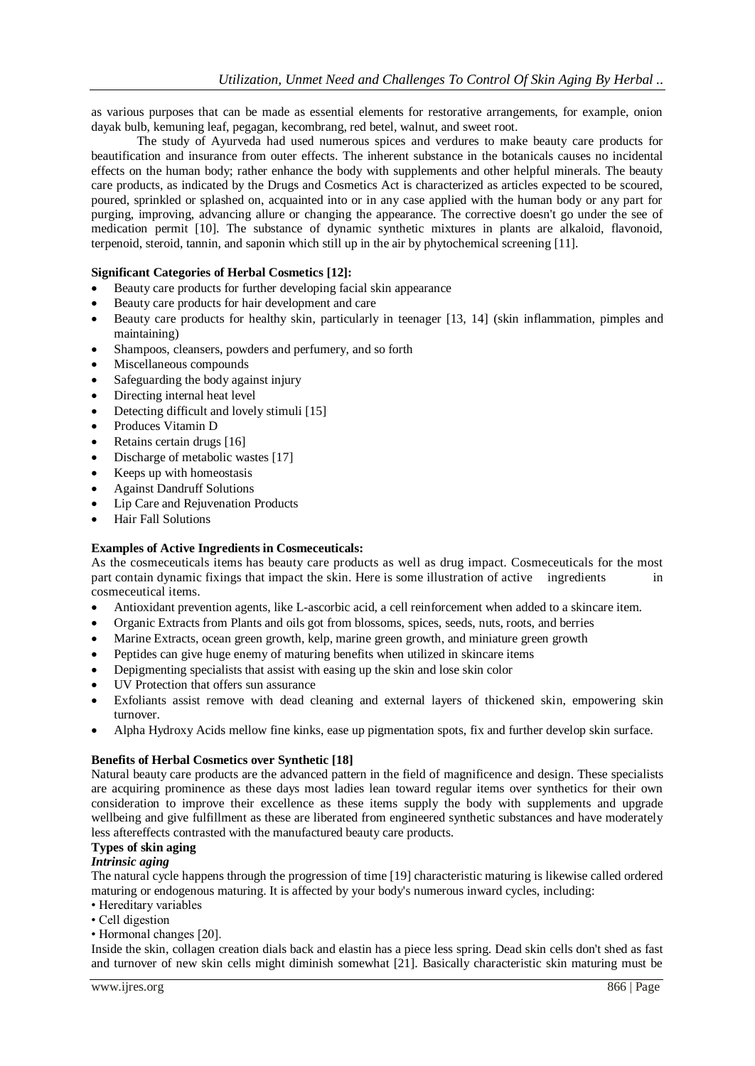as various purposes that can be made as essential elements for restorative arrangements, for example, onion dayak bulb, kemuning leaf, pegagan, kecombrang, red betel, walnut, and sweet root.

The study of Ayurveda had used numerous spices and verdures to make beauty care products for beautification and insurance from outer effects. The inherent substance in the botanicals causes no incidental effects on the human body; rather enhance the body with supplements and other helpful minerals. The beauty care products, as indicated by the Drugs and Cosmetics Act is characterized as articles expected to be scoured, poured, sprinkled or splashed on, acquainted into or in any case applied with the human body or any part for purging, improving, advancing allure or changing the appearance. The corrective doesn't go under the see of medication permit [10]. The substance of dynamic synthetic mixtures in plants are alkaloid, flavonoid, terpenoid, steroid, tannin, and saponin which still up in the air by phytochemical screening [11].

**Significant Categories of Herbal Cosmetics [12]:**

- Beauty care products for further developing facial skin appearance
- Beauty care products for hair development and care
- Beauty care products for healthy skin, particularly in teenager [13, 14] (skin inflammation, pimples and maintaining)
- Shampoos, cleansers, powders and perfumery, and so forth
- Miscellaneous compounds
- Safeguarding the body against injury
- Directing internal heat level
- Detecting difficult and lovely stimuli [15]
- Produces Vitamin D
- Retains certain drugs [16]
- Discharge of metabolic wastes [17]
- Keeps up with homeostasis
- Against Dandruff Solutions
- Lip Care and Rejuvenation Products
- Hair Fall Solutions

**Examples of Active Ingredients in Cosmeceuticals:**

As the cosmeceuticals items has beauty care products as well as drug impact. Cosmeceuticals for the most part contain dynamic fixings that impact the skin. Here is some illustration of active ingredients in cosmeceutical items.

- Antioxidant prevention agents, like L-ascorbic acid, a cell reinforcement when added to a skincare item.
- Organic Extracts from Plants and oils got from blossoms, spices, seeds, nuts, roots, and berries
- Marine Extracts, ocean green growth, kelp, marine green growth, and miniature green growth
- Peptides can give huge enemy of maturing benefits when utilized in skincare items
- Depigmenting specialists that assist with easing up the skin and lose skin color
- UV Protection that offers sun assurance
- Exfoliants assist remove with dead cleaning and external layers of thickened skin, empowering skin turnover.
- Alpha Hydroxy Acids mellow fine kinks, ease up pigmentation spots, fix and further develop skin surface.

**Benefits of Herbal Cosmetics over Synthetic [18]**

Natural beauty care products are the advanced pattern in the field of magnificence and design. These specialists are acquiring prominence as these days most ladies lean toward regular items over synthetics for their own consideration to improve their excellence as these items supply the body with supplements and upgrade wellbeing and give fulfillment as these are liberated from engineered synthetic substances and have moderately less aftereffects contrasted with the manufactured beauty care products.

**Types of skin aging**

***Intrinsic aging***

The natural cycle happens through the progression of time [19] characteristic maturing is likewise called ordered maturing or endogenous maturing. It is affected by your body's numerous inward cycles, including:

- Hereditary variables
- Cell digestion
- Hormonal changes [20].

Inside the skin, collagen creation dials back and elastin has a piece less spring. Dead skin cells don't shed as fast and turnover of new skin cells might diminish somewhat [21]. Basically characteristic skin maturing must be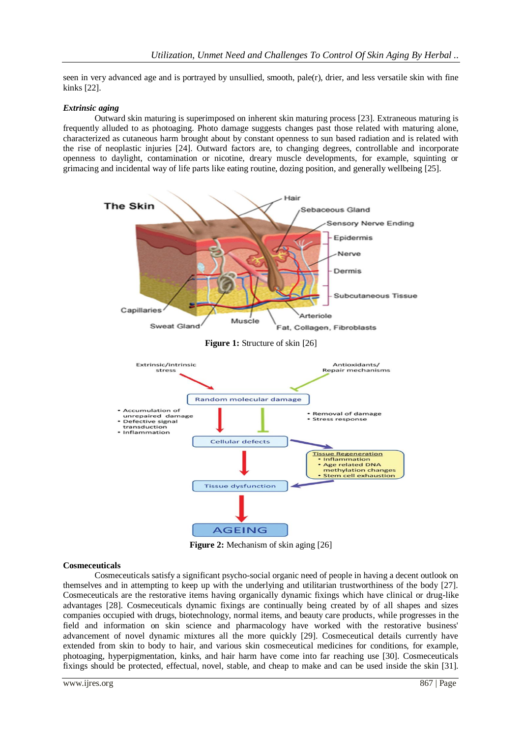seen in very advanced age and is portrayed by unsullied, smooth, pale(r), drier, and less versatile skin with fine kinks [22].

***Extrinsic aging***

Outward skin maturing is superimposed on inherent skin maturing process [23]. Extraneous maturing is frequently alluded to as photoaging. Photo damage suggests changes past those related with maturing alone, characterized as cutaneous harm brought about by constant openness to sun based radiation and is related with the rise of neoplastic injuries [24]. Outward factors are, to changing degrees, controllable and incorporate openness to daylight, contamination or nicotine, dreary muscle developments, for example, squinting or grimacing and incidental way of life parts like eating routine, dozing position, and generally wellbeing [25].

**Figure 1:** Structure of skin [26]

**Figure 2:** Mechanism of skin aging [26]

**Cosmeceuticals**

Cosmeceuticals satisfy a significant psycho-social organic need of people in having a decent outlook on themselves and in attempting to keep up with the underlying and utilitarian trustworthiness of the body [27]. Cosmeceuticals are the restorative items having organically dynamic fixings which have clinical or drug-like advantages [28]. Cosmeceuticals dynamic fixings are continually being created by of all shapes and sizes companies occupied with drugs, biotechnology, normal items, and beauty care products, while progresses in the field and information on skin science and pharmacology have worked with the restorative business' advancement of novel dynamic mixtures all the more quickly [29]. Cosmeceutical details currently have extended from skin to body to hair, and various skin cosmeceutical medicines for conditions, for example, photoaging, hyperpigmentation, kinks, and hair harm have come into far reaching use [30]. Cosmeceuticals fixings should be protected, effectual, novel, stable, and cheap to make and can be used inside the skin [31].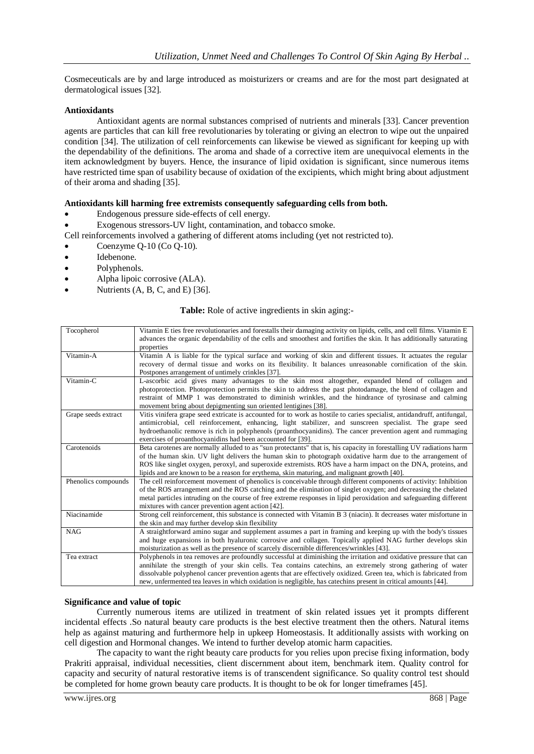Cosmeceuticals are by and large introduced as moisturizers or creams and are for the most part designated at dermatological issues [32].

**Antioxidants**

Antioxidant agents are normal substances comprised of nutrients and minerals [33]. Cancer prevention agents are particles that can kill free revolutionaries by tolerating or giving an electron to wipe out the unpaired condition [34]. The utilization of cell reinforcements can likewise be viewed as significant for keeping up with the dependability of the definitions. The aroma and shade of a corrective item are unequivocal elements in the item acknowledgment by buyers. Hence, the insurance of lipid oxidation is significant, since numerous items have restricted time span of usability because of oxidation of the excipients, which might bring about adjustment of their aroma and shading [35].

**Antioxidants kill harming free extremists consequently safeguarding cells from both.**

- Endogenous pressure side-effects of cell energy.
- Exogenous stressors-UV light, contamination, and tobacco smoke.

Cell reinforcements involved a gathering of different atoms including (yet not restricted to).

- Coenzyme Q-10 (Co Q-10).
- Idebenone.
- Polyphenols.
- Alpha lipoic corrosive (ALA).
- Nutrients (A, B, C, and E) [36].

**Table:** Role of active ingredients in skin aging:-

| | |
|---|---|
| Tocopherol | Vitamin E ties free revolutionaries and forestalls their damaging activity on lipids, cells, and cell films. Vitamin E advances the organic dependability of the cells and smoothest and fortifies the skin. It has additionally saturating properties |
| Vitamin-A | Vitamin A is liable for the typical surface and working of skin and different tissues. It actuates the regular recovery of dermal tissue and works on its flexibility. It balances unreasonable cornification of the skin. Postpones arrangement of untimely crinkles [37]. |
| Vitamin-C | L-ascorbic acid gives many advantages to the skin most altogether, expanded blend of collagen and photoprotection. Photoprotection permits the skin to address the past photodamage, the blend of collagen and restraint of MMP 1 was demonstrated to diminish wrinkles, and the hindrance of tyrosinase and calming movement bring about depigmenting sun oriented lentigines [38]. |
| Grape seeds extract | Vitis vinifera grape seed extricate is accounted for to work as hostile to caries specialist, antidandruff, antifungal, antimicrobial, cell reinforcement, enhancing, light stabilizer, and sunscreen specialist. The grape seed hydroethanolic remove is rich in polyphenols (proanthocyanidins). The cancer prevention agent and rummaging exercises of proanthocyanidins had been accounted for [39]. |
| Carotenoids | Beta carotenes are normally alluded to as "sun protectants" that is, his capacity in forestalling UV radiations harm of the human skin. UV light delivers the human skin to photograph oxidative harm due to the arrangement of ROS like singlet oxygen, peroxyl, and superoxide extremists. ROS have a harm impact on the DNA, proteins, and lipids and are known to be a reason for erythema, skin maturing, and malignant growth [40]. |
| Phenolics compounds | The cell reinforcement movement of phenolics is conceivable through different components of activity: Inhibition of the ROS arrangement and the ROS catching and the elimination of singlet oxygen; and decreasing the chelated metal particles intruding on the course of free extreme responses in lipid peroxidation and safeguarding different mixtures with cancer prevention agent action [42]. |
| Niacinamide | Strong cell reinforcement, this substance is connected with Vitamin B 3 (niacin). It decreases water misfortune in the skin and may further develop skin flexibility |
| NAG | A straightforward amino sugar and supplement assumes a part in framing and keeping up with the body's tissues and huge expansions in both hyaluronic corrosive and collagen. Topically applied NAG further develops skin moisturization as well as the presence of scarcely discernible differences/wrinkles [43]. |
| Tea extract | Polyphenols in tea removes are profoundly successful at diminishing the irritation and oxidative pressure that can annihilate the strength of your skin cells. Tea contains catechins, an extremely strong gathering of water dissolvable polyphenol cancer prevention agents that are effectively oxidized. Green tea, which is fabricated from new, unfermented tea leaves in which oxidation is negligible, has catechins present in critical amounts [44]. |

**Significance and value of topic**

Currently numerous items are utilized in treatment of skin related issues yet it prompts different incidental effects .So natural beauty care products is the best elective treatment then the others. Natural items help as against maturing and furthermore help in upkeep Homeostasis. It additionally assists with working on cell digestion and Hormonal changes. We intend to further develop atomic harm capacities.

The capacity to want the right beauty care products for you relies upon precise fixing information, body Prakriti appraisal, individual necessities, client discernment about item, benchmark item. Quality control for capacity and security of natural restorative items is of transcendent significance. So quality control test should be completed for home grown beauty care products. It is thought to be ok for longer timeframes [45].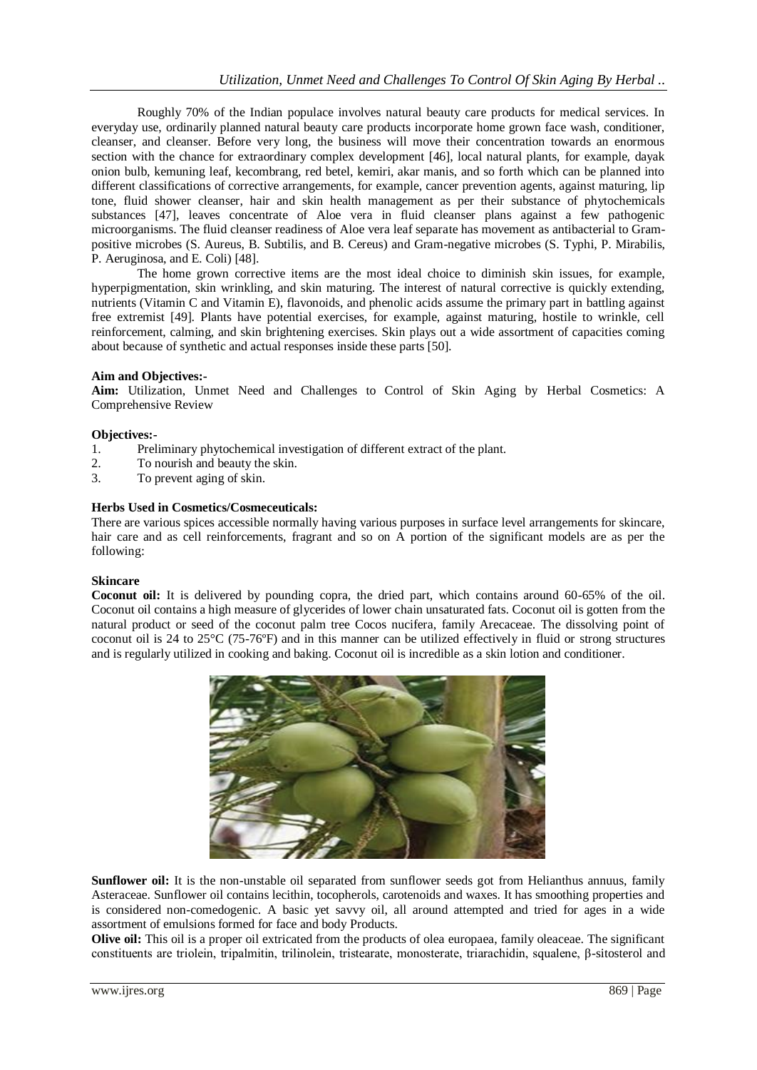Roughly 70% of the Indian populace involves natural beauty care products for medical services. In everyday use, ordinarily planned natural beauty care products incorporate home grown face wash, conditioner, cleanser, and cleanser. Before very long, the business will move their concentration towards an enormous section with the chance for extraordinary complex development [46], local natural plants, for example, dayak onion bulb, kemuning leaf, kecombrang, red betel, kemiri, akar manis, and so forth which can be planned into different classifications of corrective arrangements, for example, cancer prevention agents, against maturing, lip tone, fluid shower cleanser, hair and skin health management as per their substance of phytochemicals substances [47], leaves concentrate of Aloe vera in fluid cleanser plans against a few pathogenic microorganisms. The fluid cleanser readiness of Aloe vera leaf separate has movement as antibacterial to Gram-positive microbes (S. Aureus, B. Subtilis, and B. Cereus) and Gram-negative microbes (S. Typhi, P. Mirabilis, P. Aeruginosa, and E. Coli) [48].

The home grown corrective items are the most ideal choice to diminish skin issues, for example, hyperpigmentation, skin wrinkling, and skin maturing. The interest of natural corrective is quickly extending, nutrients (Vitamin C and Vitamin E), flavonoids, and phenolic acids assume the primary part in battling against free extremist [49]. Plants have potential exercises, for example, against maturing, hostile to wrinkle, cell reinforcement, calming, and skin brightening exercises. Skin plays out a wide assortment of capacities coming about because of synthetic and actual responses inside these parts [50].

**Aim and Objectives:-**

**Aim:** Utilization, Unmet Need and Challenges to Control of Skin Aging by Herbal Cosmetics: A Comprehensive Review

**Objectives:-**

1. Preliminary phytochemical investigation of different extract of the plant.
2. To nourish and beauty the skin.
3. To prevent aging of skin.

**Herbs Used in Cosmetics/Cosmeceuticals:**

There are various spices accessible normally having various purposes in surface level arrangements for skincare, hair care and as cell reinforcements, fragrant and so on A portion of the significant models are as per the following:

**Skincare**

**Coconut oil:** It is delivered by pounding copra, the dried part, which contains around 60-65% of the oil. Coconut oil contains a high measure of glycerides of lower chain unsaturated fats. Coconut oil is gotten from the natural product or seed of the coconut palm tree Cocos nucifera, family Arecaceae. The dissolving point of coconut oil is 24 to 25°C (75-76ºF) and in this manner can be utilized effectively in fluid or strong structures and is regularly utilized in cooking and baking. Coconut oil is incredible as a skin lotion and conditioner.

**Sunflower oil:** It is the non-unstable oil separated from sunflower seeds got from Helianthus annuus, family Asteraceae. Sunflower oil contains lecithin, tocopherols, carotenoids and waxes. It has smoothing properties and is considered non-comedogenic. A basic yet savvy oil, all around attempted and tried for ages in a wide assortment of emulsions formed for face and body Products.

**Olive oil:** This oil is a proper oil extricated from the products of olea europaea, family oleaceae. The significant constituents are triolein, tripalmitin, trilinolein, tristearate, monosterate, triarachidin, squalene, β-sitosterol and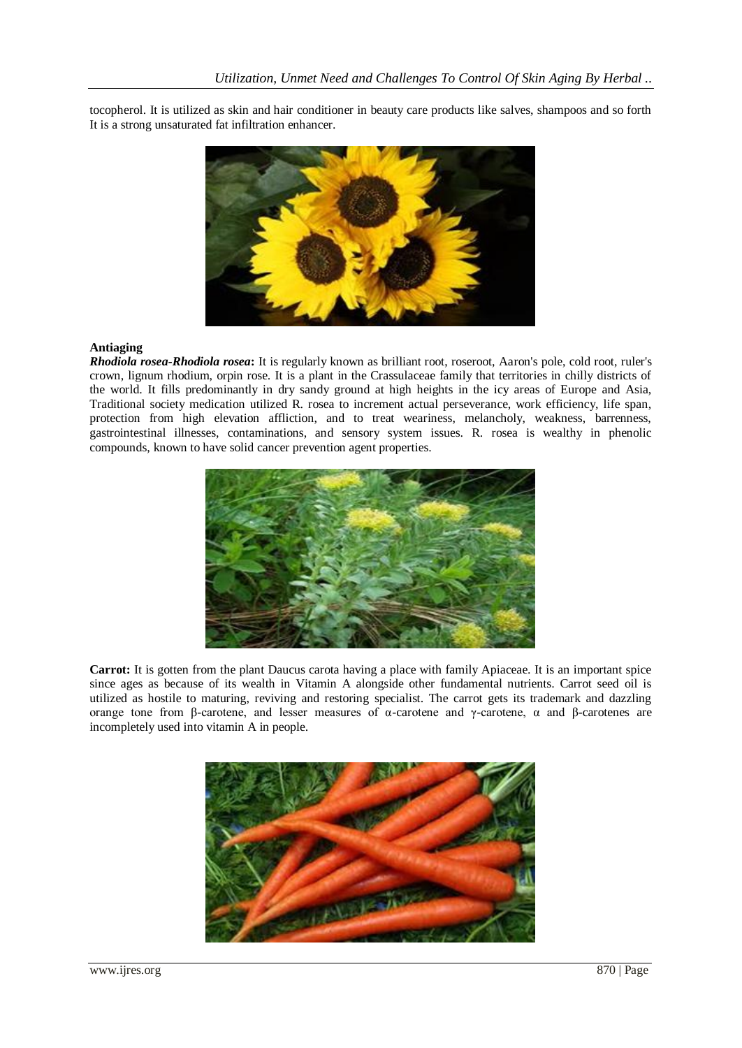tocopherol. It is utilized as skin and hair conditioner in beauty care products like salves, shampoos and so forth It is a strong unsaturated fat infiltration enhancer.

**Antiaging**

***Rhodiola rosea-Rhodiola rosea*:** It is regularly known as brilliant root, roseroot, Aaron's pole, cold root, ruler's crown, lignum rhodium, orpin rose. It is a plant in the Crassulaceae family that territories in chilly districts of the world. It fills predominantly in dry sandy ground at high heights in the icy areas of Europe and Asia, Traditional society medication utilized R. rosea to increment actual perseverance, work efficiency, life span, protection from high elevation affliction, and to treat weariness, melancholy, weakness, barrenness, gastrointestinal illnesses, contaminations, and sensory system issues. R. rosea is wealthy in phenolic compounds, known to have solid cancer prevention agent properties.

**Carrot:** It is gotten from the plant Daucus carota having a place with family Apiaceae. It is an important spice since ages as because of its wealth in Vitamin A alongside other fundamental nutrients. Carrot seed oil is utilized as hostile to maturing, reviving and restoring specialist. The carrot gets its trademark and dazzling orange tone from β-carotene, and lesser measures of α-carotene and γ-carotene, α and β-carotenes are incompletely used into vitamin A in people.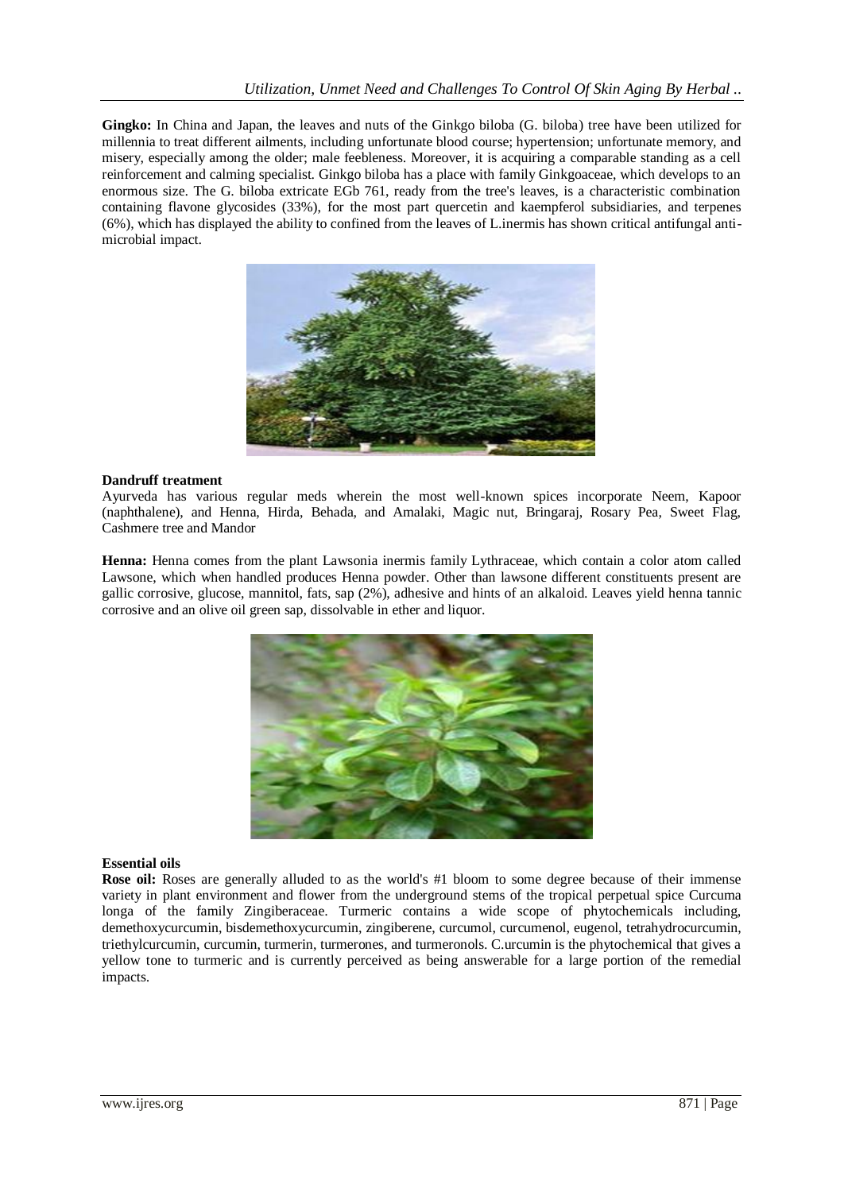**Gingko:** In China and Japan, the leaves and nuts of the Ginkgo biloba (G. biloba) tree have been utilized for millennia to treat different ailments, including unfortunate blood course; hypertension; unfortunate memory, and misery, especially among the older; male feebleness. Moreover, it is acquiring a comparable standing as a cell reinforcement and calming specialist. Ginkgo biloba has a place with family Ginkgoaceae, which develops to an enormous size. The G. biloba extricate EGb 761, ready from the tree's leaves, is a characteristic combination containing flavone glycosides (33%), for the most part quercetin and kaempferol subsidiaries, and terpenes (6%), which has displayed the ability to confined from the leaves of L.inermis has shown critical antifungal anti-microbial impact.

**Dandruff treatment**

Ayurveda has various regular meds wherein the most well-known spices incorporate Neem, Kapoor (naphthalene), and Henna, Hirda, Behada, and Amalaki, Magic nut, Bringaraj, Rosary Pea, Sweet Flag, Cashmere tree and Mandor

**Henna:** Henna comes from the plant Lawsonia inermis family Lythraceae, which contain a color atom called Lawsone, which when handled produces Henna powder. Other than lawsone different constituents present are gallic corrosive, glucose, mannitol, fats, sap (2%), adhesive and hints of an alkaloid. Leaves yield henna tannic corrosive and an olive oil green sap, dissolvable in ether and liquor.

**Essential oils**

**Rose oil:** Roses are generally alluded to as the world's #1 bloom to some degree because of their immense variety in plant environment and flower from the underground stems of the tropical perpetual spice Curcuma longa of the family Zingiberaceae. Turmeric contains a wide scope of phytochemicals including, demethoxycurcumin, bisdemethoxycurcumin, zingiberene, curcumol, curcumenol, eugenol, tetrahydrocurcumin, triethylcurcumin, curcumin, turmerin, turmerones, and turmeronols. C.urcumin is the phytochemical that gives a yellow tone to turmeric and is currently perceived as being answerable for a large portion of the remedial impacts.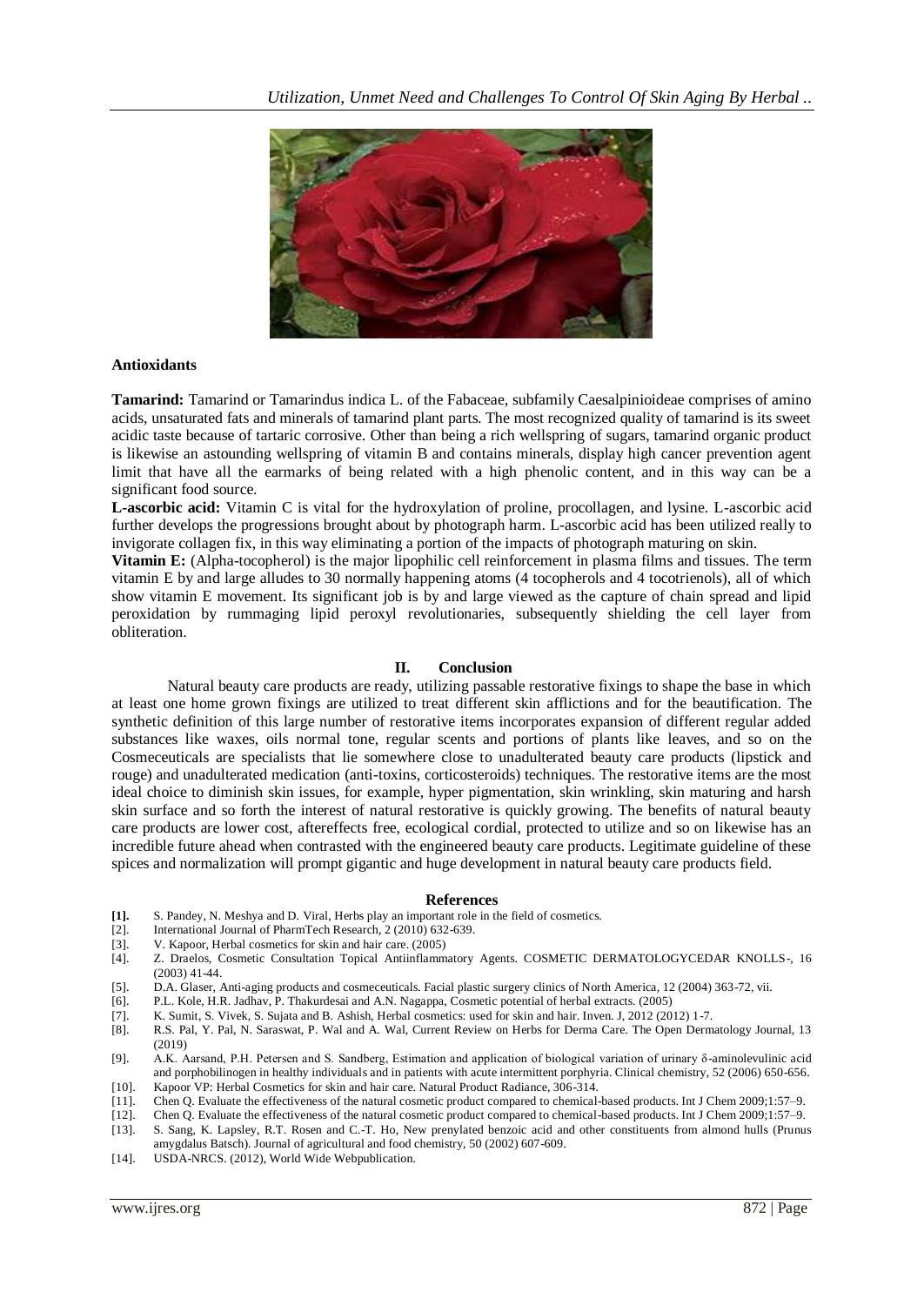**Antioxidants**

**Tamarind:** Tamarind or Tamarindus indica L. of the Fabaceae, subfamily Caesalpinioideae comprises of amino acids, unsaturated fats and minerals of tamarind plant parts. The most recognized quality of tamarind is its sweet acidic taste because of tartaric corrosive. Other than being a rich wellspring of sugars, tamarind organic product is likewise an astounding wellspring of vitamin B and contains minerals, display high cancer prevention agent limit that have all the earmarks of being related with a high phenolic content, and in this way can be a significant food source.

**L-ascorbic acid:** Vitamin C is vital for the hydroxylation of proline, procollagen, and lysine. L-ascorbic acid further develops the progressions brought about by photograph harm. L-ascorbic acid has been utilized really to invigorate collagen fix, in this way eliminating a portion of the impacts of photograph maturing on skin.

**Vitamin E:** (Alpha-tocopherol) is the major lipophilic cell reinforcement in plasma films and tissues. The term vitamin E by and large alludes to 30 normally happening atoms (4 tocopherols and 4 tocotrienols), all of which show vitamin E movement. Its significant job is by and large viewed as the capture of chain spread and lipid peroxidation by rummaging lipid peroxyl revolutionaries, subsequently shielding the cell layer from obliteration.

## II. Conclusion

Natural beauty care products are ready, utilizing passable restorative fixings to shape the base in which at least one home grown fixings are utilized to treat different skin afflictions and for the beautification. The synthetic definition of this large number of restorative items incorporates expansion of different regular added substances like waxes, oils normal tone, regular scents and portions of plants like leaves, and so on the Cosmeceuticals are specialists that lie somewhere close to unadulterated beauty care products (lipstick and rouge) and unadulterated medication (anti-toxins, corticosteroids) techniques. The restorative items are the most ideal choice to diminish skin issues, for example, hyper pigmentation, skin wrinkling, skin maturing and harsh skin surface and so forth the interest of natural restorative is quickly growing. The benefits of natural beauty care products are lower cost, aftereffects free, ecological cordial, protected to utilize and so on likewise has an incredible future ahead when contrasted with the engineered beauty care products. Legitimate guideline of these spices and normalization will prompt gigantic and huge development in natural beauty care products field.

## References

**[1].** S. Pandey, N. Meshya and D. Viral, Herbs play an important role in the field of cosmetics.
[2]. International Journal of PharmTech Research, 2 (2010) 632-639.
[3]. V. Kapoor, Herbal cosmetics for skin and hair care. (2005)
[4]. Z. Draelos, Cosmetic Consultation Topical Antiinflammatory Agents. COSMETIC DERMATOLOGYCEDAR KNOLLS-, 16 (2003) 41-44.
[5]. D.A. Glaser, Anti-aging products and cosmeceuticals. Facial plastic surgery clinics of North America, 12 (2004) 363-72, vii.
[6]. P.L. Kole, H.R. Jadhav, P. Thakurdesai and A.N. Nagappa, Cosmetic potential of herbal extracts. (2005)
[7]. K. Sumit, S. Vivek, S. Sujata and B. Ashish, Herbal cosmetics: used for skin and hair. Inven. J, 2012 (2012) 1-7.
[8]. R.S. Pal, Y. Pal, N. Saraswat, P. Wal and A. Wal, Current Review on Herbs for Derma Care. The Open Dermatology Journal, 13 (2019)
[9]. A.K. Aarsand, P.H. Petersen and S. Sandberg, Estimation and application of biological variation of urinary δ-aminolevulinic acid and porphobilinogen in healthy individuals and in patients with acute intermittent porphyria. Clinical chemistry, 52 (2006) 650-656.
[10]. Kapoor VP: Herbal Cosmetics for skin and hair care. Natural Product Radiance, 306-314.
[11]. Chen Q. Evaluate the effectiveness of the natural cosmetic product compared to chemical-based products. Int J Chem 2009;1:57–9.
[12]. Chen Q. Evaluate the effectiveness of the natural cosmetic product compared to chemical-based products. Int J Chem 2009;1:57–9.
[13]. S. Sang, K. Lapsley, R.T. Rosen and C.-T. Ho, New prenylated benzoic acid and other constituents from almond hulls (Prunus amygdalus Batsch). Journal of agricultural and food chemistry, 50 (2002) 607-609.
[14]. USDA-NRCS. (2012), World Wide Webpublication.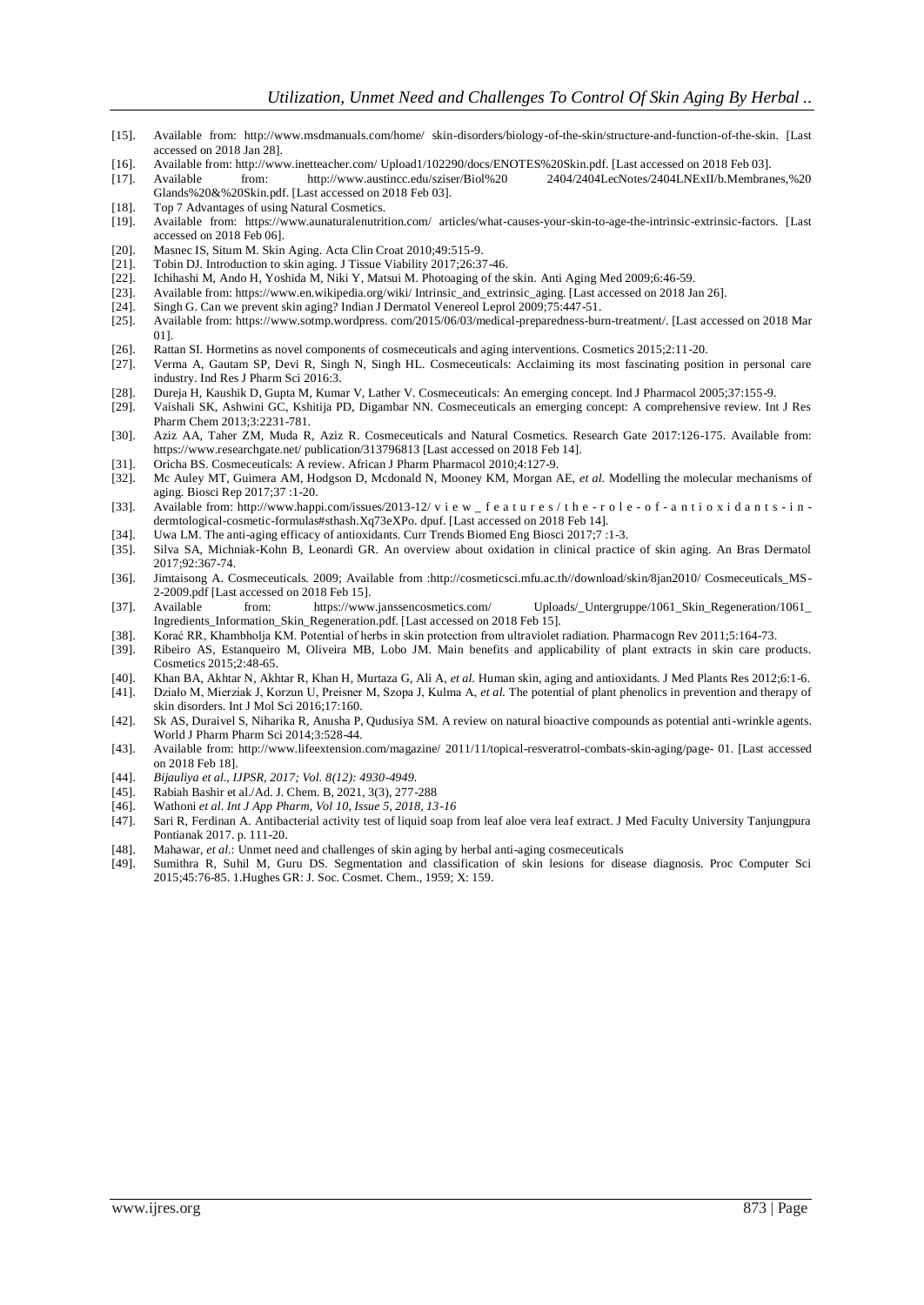[15]. Available from: http://www.msdmanuals.com/home/ skin-disorders/biology-of-the-skin/structure-and-function-of-the-skin. [Last accessed on 2018 Jan 28].

[16]. Available from: http://www.inetteacher.com/ Upload1/102290/docs/ENOTES%20Skin.pdf. [Last accessed on 2018 Feb 03].

[17]. Available from: http://www.austincc.edu/sziser/Biol%20 2404/2404LecNotes/2404LNExII/b.Membranes,%20 Glands%20&%20Skin.pdf. [Last accessed on 2018 Feb 03].

[18]. Top 7 Advantages of using Natural Cosmetics.

[19]. Available from: https://www.aunaturalenutrition.com/ articles/what-causes-your-skin-to-age-the-intrinsic-extrinsic-factors. [Last accessed on 2018 Feb 06].

[20]. Masnec IS, Situm M. Skin Aging. Acta Clin Croat 2010;49:515-9.

[21]. Tobin DJ. Introduction to skin aging. J Tissue Viability 2017;26:37-46.

[22]. Ichihashi M, Ando H, Yoshida M, Niki Y, Matsui M. Photoaging of the skin. Anti Aging Med 2009;6:46-59.

[23]. Available from: https://www.en.wikipedia.org/wiki/ Intrinsic_and_extrinsic_aging. [Last accessed on 2018 Jan 26].

[24]. Singh G. Can we prevent skin aging? Indian J Dermatol Venereol Leprol 2009;75:447-51.

[25]. Available from: https://www.sotmp.wordpress. com/2015/06/03/medical-preparedness-burn-treatment/. [Last accessed on 2018 Mar 01].

[26]. Rattan SI. Hormetins as novel components of cosmeceuticals and aging interventions. Cosmetics 2015;2:11-20.

[27]. Verma A, Gautam SP, Devi R, Singh N, Singh HL. Cosmeceuticals: Acclaiming its most fascinating position in personal care industry. Ind Res J Pharm Sci 2016:3.

[28]. Dureja H, Kaushik D, Gupta M, Kumar V, Lather V. Cosmeceuticals: An emerging concept. Ind J Pharmacol 2005;37:155-9.

[29]. Vaishali SK, Ashwini GC, Kshitija PD, Digambar NN. Cosmeceuticals an emerging concept: A comprehensive review. Int J Res Pharm Chem 2013;3:2231-781.

[30]. Aziz AA, Taher ZM, Muda R, Aziz R. Cosmeceuticals and Natural Cosmetics. Research Gate 2017:126-175. Available from: https://www.researchgate.net/ publication/313796813 [Last accessed on 2018 Feb 14].

[31]. Oricha BS. Cosmeceuticals: A review. African J Pharm Pharmacol 2010;4:127-9.

[32]. Mc Auley MT, Guimera AM, Hodgson D, Mcdonald N, Mooney KM, Morgan AE, *et al.* Modelling the molecular mechanisms of aging. Biosci Rep 2017;37 :1-20.

[33]. Available from: http://www.happi.com/issues/2013-12/ v i e w _ f e a t u r e s / t h e - r o l e - o f - a n t i o x i d a n t s - i n - dermtological-cosmetic-formulas#sthash.Xq73eXPo. dpuf. [Last accessed on 2018 Feb 14].

[34]. Uwa LM. The anti-aging efficacy of antioxidants. Curr Trends Biomed Eng Biosci 2017;7 :1-3.

[35]. Silva SA, Michniak-Kohn B, Leonardi GR. An overview about oxidation in clinical practice of skin aging. An Bras Dermatol 2017;92:367-74.

[36]. Jimtaisong A. Cosmeceuticals. 2009; Available from :http://cosmeticsci.mfu.ac.th//download/skin/8jan2010/ Cosmeceuticals_MS-2-2009.pdf [Last accessed on 2018 Feb 15].

[37]. Available from: https://www.janssencosmetics.com/ Uploads/_Untergruppe/1061_Skin_Regeneration/1061_ Ingredients_Information_Skin_Regeneration.pdf. [Last accessed on 2018 Feb 15].

[38]. Korać RR, Khambholja KM. Potential of herbs in skin protection from ultraviolet radiation. Pharmacogn Rev 2011;5:164-73.

[39]. Ribeiro AS, Estanqueiro M, Oliveira MB, Lobo JM. Main benefits and applicability of plant extracts in skin care products. Cosmetics 2015;2:48-65.

[40]. Khan BA, Akhtar N, Akhtar R, Khan H, Murtaza G, Ali A, *et al.* Human skin, aging and antioxidants. J Med Plants Res 2012;6:1-6.

[41]. Działo M, Mierziak J, Korzun U, Preisner M, Szopa J, Kulma A, *et al.* The potential of plant phenolics in prevention and therapy of skin disorders. Int J Mol Sci 2016;17:160.

[42]. Sk AS, Duraivel S, Niharika R, Anusha P, Qudusiya SM. A review on natural bioactive compounds as potential anti-wrinkle agents. World J Pharm Pharm Sci 2014;3:528-44.

[43]. Available from: http://www.lifeextension.com/magazine/ 2011/11/topical-resveratrol-combats-skin-aging/page- 01. [Last accessed on 2018 Feb 18].

[44]. *Bijauliya et al., IJPSR, 2017; Vol. 8(12): 4930-4949.*

[45]. Rabiah Bashir et al./Ad. J. Chem. B, 2021, 3(3), 277-288

[46]. Wathoni *et al. Int J App Pharm, Vol 10, Issue 5, 2018, 13-16*

[47]. Sari R, Ferdinan A. Antibacterial activity test of liquid soap from leaf aloe vera leaf extract. J Med Faculty University Tanjungpura Pontianak 2017. p. 111-20.

[48]. Mahawar, *et al.*: Unmet need and challenges of skin aging by herbal anti-aging cosmeceuticals

[49]. Sumithra R, Suhil M, Guru DS. Segmentation and classification of skin lesions for disease diagnosis. Proc Computer Sci 2015;45:76-85. 1.Hughes GR: J. Soc. Cosmet. Chem., 1959; X: 159.